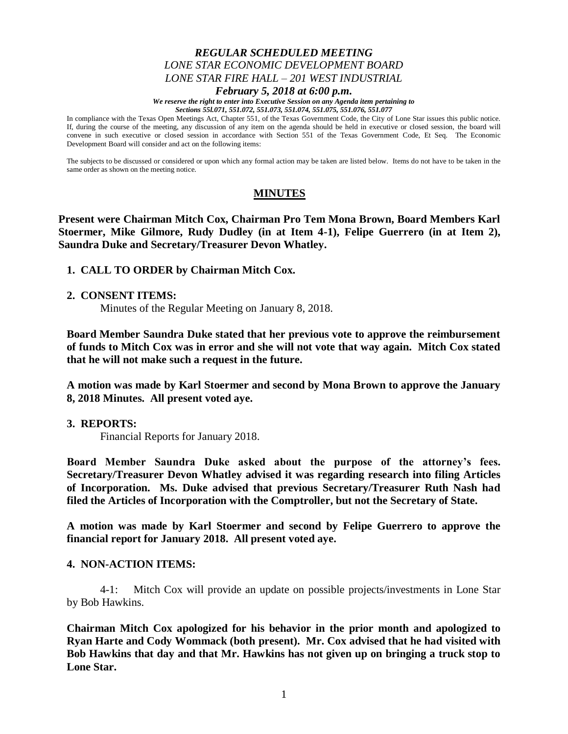***REGULAR SCHEDULED MEETING***
*LONE STAR ECONOMIC DEVELOPMENT BOARD*
*LONE STAR FIRE HALL – 201 WEST INDUSTRIAL*
***February 5, 2018 at 6:00 p.m.***

***We reserve the right to enter into Executive Session on any Agenda item pertaining to Sections 55l.071, 551.072, 551.073, 551.074, 551.075, 551.076, 551.077***

In compliance with the Texas Open Meetings Act, Chapter 551, of the Texas Government Code, the City of Lone Star issues this public notice. If, during the course of the meeting, any discussion of any item on the agenda should be held in executive or closed session, the board will convene in such executive or closed session in accordance with Section 551 of the Texas Government Code, Et Seq. The Economic Development Board will consider and act on the following items:

The subjects to be discussed or considered or upon which any formal action may be taken are listed below. Items do not have to be taken in the same order as shown on the meeting notice.

## MINUTES

**Present were Chairman Mitch Cox, Chairman Pro Tem Mona Brown, Board Members Karl Stoermer, Mike Gilmore, Rudy Dudley (in at Item 4-1), Felipe Guerrero (in at Item 2), Saundra Duke and Secretary/Treasurer Devon Whatley.**

**1. CALL TO ORDER by Chairman Mitch Cox.**

**2. CONSENT ITEMS:**

Minutes of the Regular Meeting on January 8, 2018.

**Board Member Saundra Duke stated that her previous vote to approve the reimbursement of funds to Mitch Cox was in error and she will not vote that way again. Mitch Cox stated that he will not make such a request in the future.**

**A motion was made by Karl Stoermer and second by Mona Brown to approve the January 8, 2018 Minutes. All present voted aye.**

**3. REPORTS:**

Financial Reports for January 2018.

**Board Member Saundra Duke asked about the purpose of the attorney's fees. Secretary/Treasurer Devon Whatley advised it was regarding research into filing Articles of Incorporation. Ms. Duke advised that previous Secretary/Treasurer Ruth Nash had filed the Articles of Incorporation with the Comptroller, but not the Secretary of State.**

**A motion was made by Karl Stoermer and second by Felipe Guerrero to approve the financial report for January 2018. All present voted aye.**

**4. NON-ACTION ITEMS:**

4-1: Mitch Cox will provide an update on possible projects/investments in Lone Star by Bob Hawkins.

**Chairman Mitch Cox apologized for his behavior in the prior month and apologized to Ryan Harte and Cody Wommack (both present). Mr. Cox advised that he had visited with Bob Hawkins that day and that Mr. Hawkins has not given up on bringing a truck stop to Lone Star.**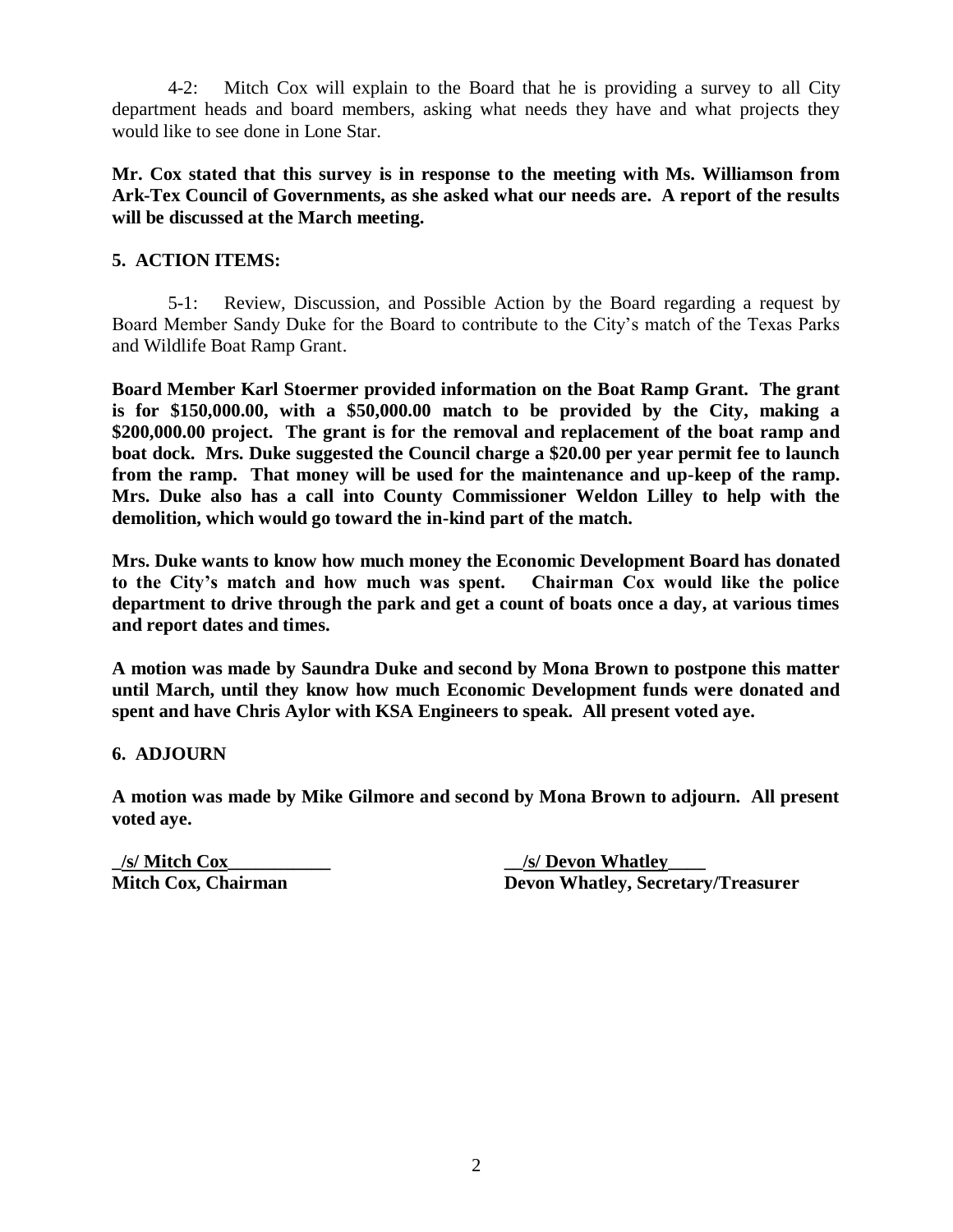4-2: Mitch Cox will explain to the Board that he is providing a survey to all City department heads and board members, asking what needs they have and what projects they would like to see done in Lone Star.

**Mr. Cox stated that this survey is in response to the meeting with Ms. Williamson from Ark-Tex Council of Governments, as she asked what our needs are. A report of the results will be discussed at the March meeting.**

## 5. ACTION ITEMS:

5-1: Review, Discussion, and Possible Action by the Board regarding a request by Board Member Sandy Duke for the Board to contribute to the City's match of the Texas Parks and Wildlife Boat Ramp Grant.

**Board Member Karl Stoermer provided information on the Boat Ramp Grant. The grant is for $150,000.00, with a $50,000.00 match to be provided by the City, making a $200,000.00 project. The grant is for the removal and replacement of the boat ramp and boat dock. Mrs. Duke suggested the Council charge a $20.00 per year permit fee to launch from the ramp. That money will be used for the maintenance and up-keep of the ramp. Mrs. Duke also has a call into County Commissioner Weldon Lilley to help with the demolition, which would go toward the in-kind part of the match.**

**Mrs. Duke wants to know how much money the Economic Development Board has donated to the City's match and how much was spent. Chairman Cox would like the police department to drive through the park and get a count of boats once a day, at various times and report dates and times.**

**A motion was made by Saundra Duke and second by Mona Brown to postpone this matter until March, until they know how much Economic Development funds were donated and spent and have Chris Aylor with KSA Engineers to speak. All present voted aye.**

## 6. ADJOURN

**A motion was made by Mike Gilmore and second by Mona Brown to adjourn. All present voted aye.**

**/s/ Mitch Cox**
**Mitch Cox, Chairman**

**/s/ Devon Whatley**
**Devon Whatley, Secretary/Treasurer**